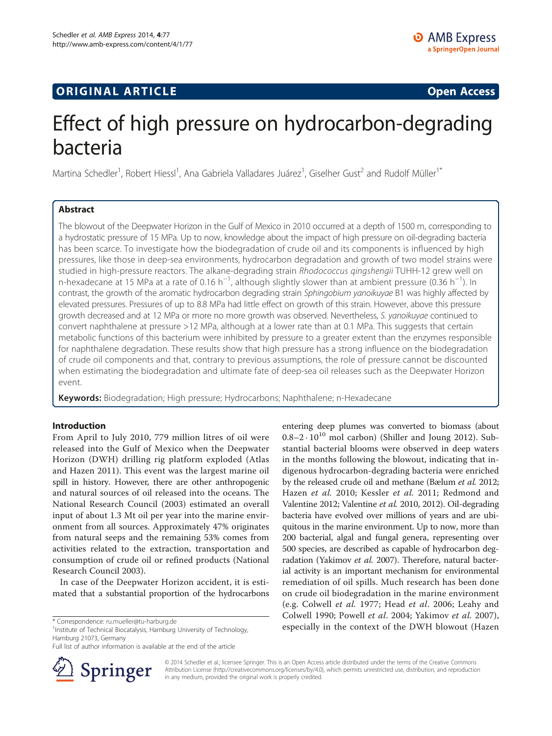**ORIGINAL ARTICLE** **Open Access**

# Effect of high pressure on hydrocarbon-degrading bacteria

Martina Schedler[1], Robert Hiessl[1], Ana Gabriela Valladares Juárez[1], Giselher Gust[2] and Rudolf Müller[1*]

## Abstract

The blowout of the Deepwater Horizon in the Gulf of Mexico in 2010 occurred at a depth of 1500 m, corresponding to a hydrostatic pressure of 15 MPa. Up to now, knowledge about the impact of high pressure on oil-degrading bacteria has been scarce. To investigate how the biodegradation of crude oil and its components is influenced by high pressures, like those in deep-sea environments, hydrocarbon degradation and growth of two model strains were studied in high-pressure reactors. The alkane-degrading strain *Rhodococcus qingshengii* TUHH-12 grew well on n-hexadecane at 15 MPa at a rate of 0.16 $h^{-1}$, although slightly slower than at ambient pressure (0.36 $h^{-1}$). In contrast, the growth of the aromatic hydrocarbon degrading strain *Sphingobium yanoikuyae* B1 was highly affected by elevated pressures. Pressures of up to 8.8 MPa had little effect on growth of this strain. However, above this pressure growth decreased and at 12 MPa or more no more growth was observed. Nevertheless, *S. yanoikuyae* continued to convert naphthalene at pressure >12 MPa, although at a lower rate than at 0.1 MPa. This suggests that certain metabolic functions of this bacterium were inhibited by pressure to a greater extent than the enzymes responsible for naphthalene degradation. These results show that high pressure has a strong influence on the biodegradation of crude oil components and that, contrary to previous assumptions, the role of pressure cannot be discounted when estimating the biodegradation and ultimate fate of deep-sea oil releases such as the Deepwater Horizon event.

**Keywords:** Biodegradation; High pressure; Hydrocarbons; Naphthalene; n-Hexadecane

## Introduction

From April to July 2010, 779 million litres of oil were released into the Gulf of Mexico when the Deepwater Horizon (DWH) drilling rig platform exploded (Atlas and Hazen 2011). This event was the largest marine oil spill in history. However, there are other anthropogenic and natural sources of oil released into the oceans. The National Research Council (2003) estimated an overall input of about 1.3 Mt oil per year into the marine environment from all sources. Approximately 47% originates from natural seeps and the remaining 53% comes from activities related to the extraction, transportation and consumption of crude oil or refined products (National Research Council 2003).

In case of the Deepwater Horizon accident, it is estimated that a substantial proportion of the hydrocarbons entering deep plumes was converted to biomass (about $0.8–2 \cdot 10^{10}$ mol carbon) (Shiller and Joung 2012). Substantial bacterial blooms were observed in deep waters in the months following the blowout, indicating that indigenous hydrocarbon-degrading bacteria were enriched by the released crude oil and methane (Bælum *et al.* 2012; Hazen *et al.* 2010; Kessler *et al.* 2011; Redmond and Valentine 2012; Valentine *et al.* 2010, 2012). Oil-degrading bacteria have evolved over millions of years and are ubiquitous in the marine environment. Up to now, more than 200 bacterial, algal and fungal genera, representing over 500 species, are described as capable of hydrocarbon degradation (Yakimov *et al.* 2007). Therefore, natural bacterial activity is an important mechanism for environmental remediation of oil spills. Much research has been done on crude oil biodegradation in the marine environment (e.g. Colwell *et al.* 1977; Head *et al.* 2006; Leahy and Colwell 1990; Powell *et al.* 2004; Yakimov *et al.* 2007), especially in the context of the DWH blowout (Hazen

\* Correspondence: ru.mueller@tu-harburg.de
[1]Institute of Technical Biocatalysis, Hamburg University of Technology, Hamburg 21073, Germany
Full list of author information is available at the end of the article

© 2014 Schedler et al.; licensee Springer. This is an Open Access article distributed under the terms of the Creative Commons Attribution License (http://creativecommons.org/licenses/by/4.0), which permits unrestricted use, distribution, and reproduction in any medium, provided the original work is properly credited.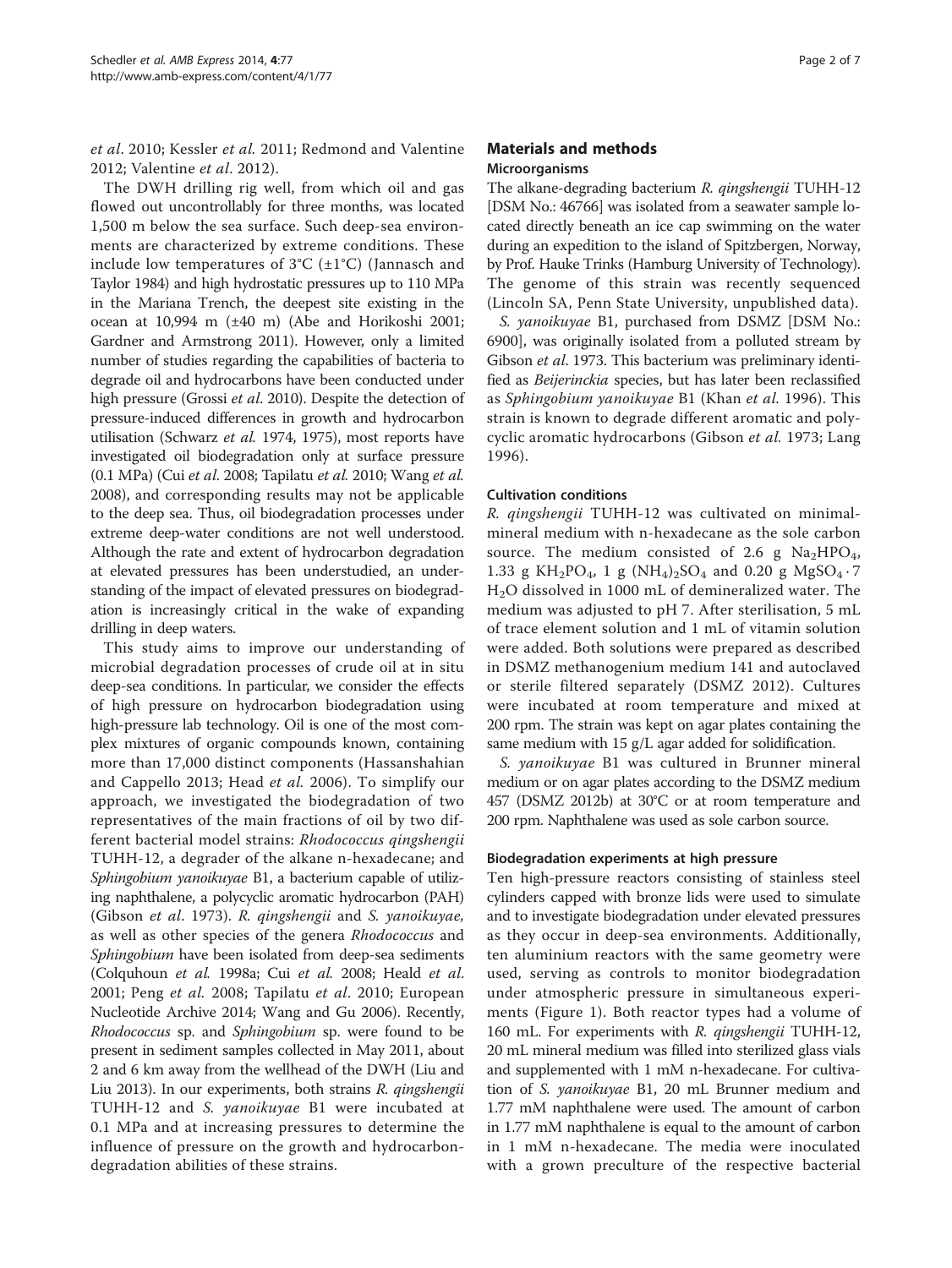et al. 2010; Kessler et al. 2011; Redmond and Valentine 2012; Valentine et al. 2012).

The DWH drilling rig well, from which oil and gas flowed out uncontrollably for three months, was located 1,500 m below the sea surface. Such deep-sea environments are characterized by extreme conditions. These include low temperatures of 3°C (±1°C) (Jannasch and Taylor 1984) and high hydrostatic pressures up to 110 MPa in the Mariana Trench, the deepest site existing in the ocean at 10,994 m (±40 m) (Abe and Horikoshi 2001; Gardner and Armstrong 2011). However, only a limited number of studies regarding the capabilities of bacteria to degrade oil and hydrocarbons have been conducted under high pressure (Grossi et al. 2010). Despite the detection of pressure-induced differences in growth and hydrocarbon utilisation (Schwarz et al. 1974, 1975), most reports have investigated oil biodegradation only at surface pressure (0.1 MPa) (Cui et al. 2008; Tapilatu et al. 2010; Wang et al. 2008), and corresponding results may not be applicable to the deep sea. Thus, oil biodegradation processes under extreme deep-water conditions are not well understood. Although the rate and extent of hydrocarbon degradation at elevated pressures has been understudied, an understanding of the impact of elevated pressures on biodegradation is increasingly critical in the wake of expanding drilling in deep waters.

This study aims to improve our understanding of microbial degradation processes of crude oil at in situ deep-sea conditions. In particular, we consider the effects of high pressure on hydrocarbon biodegradation using high-pressure lab technology. Oil is one of the most complex mixtures of organic compounds known, containing more than 17,000 distinct components (Hassanshahian and Cappello 2013; Head et al. 2006). To simplify our approach, we investigated the biodegradation of two representatives of the main fractions of oil by two different bacterial model strains: *Rhodococcus qingshengii* TUHH-12, a degrader of the alkane n-hexadecane; and *Sphingobium yanoikuyae* B1, a bacterium capable of utilizing naphthalene, a polycyclic aromatic hydrocarbon (PAH) (Gibson et al. 1973). *R. qingshengii* and *S. yanoikuyae*, as well as other species of the genera *Rhodococcus* and *Sphingobium* have been isolated from deep-sea sediments (Colquhoun et al. 1998a; Cui et al. 2008; Heald et al. 2001; Peng et al. 2008; Tapilatu et al. 2010; European Nucleotide Archive 2014; Wang and Gu 2006). Recently, *Rhodococcus* sp. and *Sphingobium* sp. were found to be present in sediment samples collected in May 2011, about 2 and 6 km away from the wellhead of the DWH (Liu and Liu 2013). In our experiments, both strains *R. qingshengii* TUHH-12 and *S. yanoikuyae* B1 were incubated at 0.1 MPa and at increasing pressures to determine the influence of pressure on the growth and hydrocarbon-degradation abilities of these strains.

## Materials and methods

### Microorganisms

The alkane-degrading bacterium *R. qingshengii* TUHH-12 [DSM No.: 46766] was isolated from a seawater sample located directly beneath an ice cap swimming on the water during an expedition to the island of Spitzbergen, Norway, by Prof. Hauke Trinks (Hamburg University of Technology). The genome of this strain was recently sequenced (Lincoln SA, Penn State University, unpublished data).

*S. yanoikuyae* B1, purchased from DSMZ [DSM No.: 6900], was originally isolated from a polluted stream by Gibson et al. 1973. This bacterium was preliminary identified as *Beijerinckia* species, but has later been reclassified as *Sphingobium yanoikuyae* B1 (Khan et al. 1996). This strain is known to degrade different aromatic and polycyclic aromatic hydrocarbons (Gibson et al. 1973; Lang 1996).

### Cultivation conditions

*R. qingshengii* TUHH-12 was cultivated on minimal-mineral medium with n-hexadecane as the sole carbon source. The medium consisted of 2.6 g $Na_2HPO_4$, 1.33 g $KH_2PO_4$, 1 g $(NH_4)_2SO_4$ and 0.20 g $MgSO_4 \cdot 7 H_2O$ dissolved in 1000 mL of demineralized water. The medium was adjusted to pH 7. After sterilisation, 5 mL of trace element solution and 1 mL of vitamin solution were added. Both solutions were prepared as described in DSMZ methanogenium medium 141 and autoclaved or sterile filtered separately (DSMZ 2012). Cultures were incubated at room temperature and mixed at 200 rpm. The strain was kept on agar plates containing the same medium with 15 g/L agar added for solidification.

*S. yanoikuyae* B1 was cultured in Brunner mineral medium or on agar plates according to the DSMZ medium 457 (DSMZ 2012b) at 30°C or at room temperature and 200 rpm. Naphthalene was used as sole carbon source.

### Biodegradation experiments at high pressure

Ten high-pressure reactors consisting of stainless steel cylinders capped with bronze lids were used to simulate and to investigate biodegradation under elevated pressures as they occur in deep-sea environments. Additionally, ten aluminium reactors with the same geometry were used, serving as controls to monitor biodegradation under atmospheric pressure in simultaneous experiments (Figure 1). Both reactor types had a volume of 160 mL. For experiments with *R. qingshengii* TUHH-12, 20 mL mineral medium was filled into sterilized glass vials and supplemented with 1 mM n-hexadecane. For cultivation of *S. yanoikuyae* B1, 20 mL Brunner medium and 1.77 mM naphthalene were used. The amount of carbon in 1.77 mM naphthalene is equal to the amount of carbon in 1 mM n-hexadecane. The media were inoculated with a grown preculture of the respective bacterial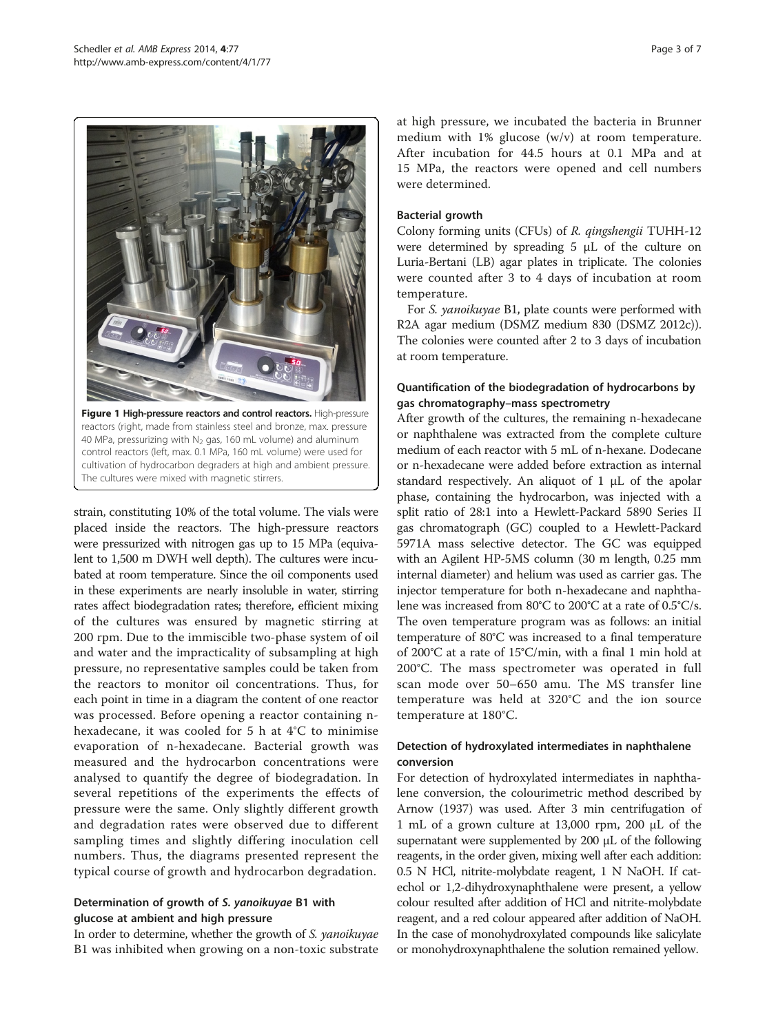**Figure 1 High-pressure reactors and control reactors.** High-pressure reactors (right, made from stainless steel and bronze, max. pressure 40 MPa, pressurizing with $N_2$ gas, 160 mL volume) and aluminum control reactors (left, max. 0.1 MPa, 160 mL volume) were used for cultivation of hydrocarbon degraders at high and ambient pressure. The cultures were mixed with magnetic stirrers.

strain, constituting 10% of the total volume. The vials were placed inside the reactors. The high-pressure reactors were pressurized with nitrogen gas up to 15 MPa (equivalent to 1,500 m DWH well depth). The cultures were incubated at room temperature. Since the oil components used in these experiments are nearly insoluble in water, stirring rates affect biodegradation rates; therefore, efficient mixing of the cultures was ensured by magnetic stirring at 200 rpm. Due to the immiscible two-phase system of oil and water and the impracticality of subsampling at high pressure, no representative samples could be taken from the reactors to monitor oil concentrations. Thus, for each point in time in a diagram the content of one reactor was processed. Before opening a reactor containing n-hexadecane, it was cooled for 5 h at 4°C to minimise evaporation of n-hexadecane. Bacterial growth was measured and the hydrocarbon concentrations were analysed to quantify the degree of biodegradation. In several repetitions of the experiments the effects of pressure were the same. Only slightly different growth and degradation rates were observed due to different sampling times and slightly differing inoculation cell numbers. Thus, the diagrams presented represent the typical course of growth and hydrocarbon degradation.

### Determination of growth of *S. yanoikuyae* B1 with glucose at ambient and high pressure

In order to determine, whether the growth of *S. yanoikuyae* B1 was inhibited when growing on a non-toxic substrate at high pressure, we incubated the bacteria in Brunner medium with 1% glucose (w/v) at room temperature. After incubation for 44.5 hours at 0.1 MPa and at 15 MPa, the reactors were opened and cell numbers were determined.

### Bacterial growth

Colony forming units (CFUs) of *R. qingshengii* TUHH-12 were determined by spreading 5 μL of the culture on Luria-Bertani (LB) agar plates in triplicate. The colonies were counted after 3 to 4 days of incubation at room temperature.

For *S. yanoikuyae* B1, plate counts were performed with R2A agar medium (DSMZ medium 830 (DSMZ 2012c)). The colonies were counted after 2 to 3 days of incubation at room temperature.

### Quantification of the biodegradation of hydrocarbons by gas chromatography–mass spectrometry

After growth of the cultures, the remaining n-hexadecane or naphthalene was extracted from the complete culture medium of each reactor with 5 mL of n-hexane. Dodecane or n-hexadecane were added before extraction as internal standard respectively. An aliquot of 1 μL of the apolar phase, containing the hydrocarbon, was injected with a split ratio of 28:1 into a Hewlett-Packard 5890 Series II gas chromatograph (GC) coupled to a Hewlett-Packard 5971A mass selective detector. The GC was equipped with an Agilent HP-5MS column (30 m length, 0.25 mm internal diameter) and helium was used as carrier gas. The injector temperature for both n-hexadecane and naphthalene was increased from 80°C to 200°C at a rate of 0.5°C/s. The oven temperature program was as follows: an initial temperature of 80°C was increased to a final temperature of 200°C at a rate of 15°C/min, with a final 1 min hold at 200°C. The mass spectrometer was operated in full scan mode over 50–650 amu. The MS transfer line temperature was held at 320°C and the ion source temperature at 180°C.

### Detection of hydroxylated intermediates in naphthalene conversion

For detection of hydroxylated intermediates in naphthalene conversion, the colourimetric method described by Arnow (1937) was used. After 3 min centrifugation of 1 mL of a grown culture at 13,000 rpm, 200 μL of the supernatant were supplemented by 200 μL of the following reagents, in the order given, mixing well after each addition: 0.5 N HCl, nitrite-molybdate reagent, 1 N NaOH. If catechol or 1,2-dihydroxynaphthalene were present, a yellow colour resulted after addition of HCl and nitrite-molybdate reagent, and a red colour appeared after addition of NaOH. In the case of monohydroxylated compounds like salicylate or monohydroxynaphthalene the solution remained yellow.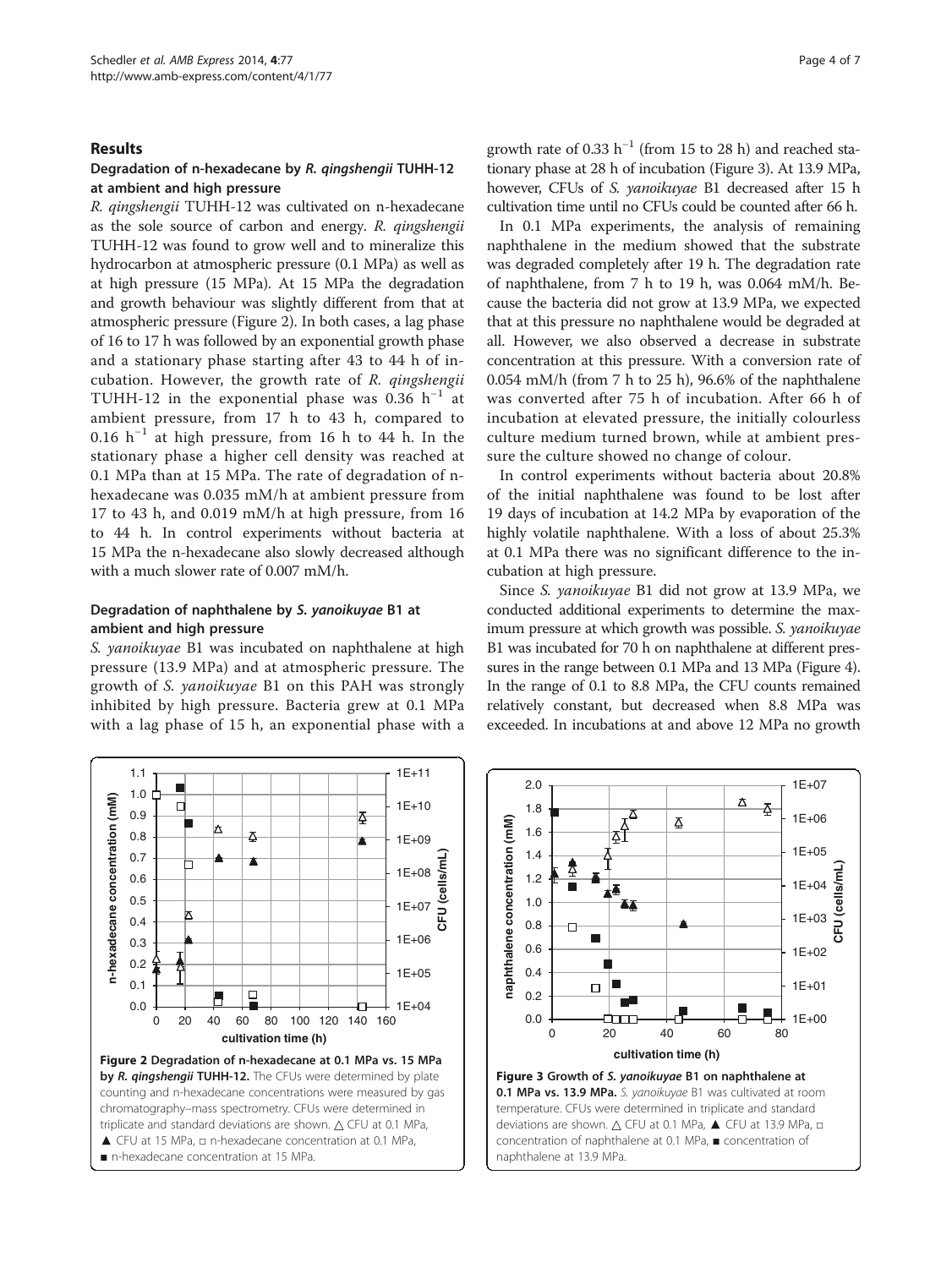## Results

### Degradation of n-hexadecane by *R. qingshengii* TUHH-12 at ambient and high pressure

*R. qingshengii* TUHH-12 was cultivated on n-hexadecane as the sole source of carbon and energy. *R. qingshengii* TUHH-12 was found to grow well and to mineralize this hydrocarbon at atmospheric pressure (0.1 MPa) as well as at high pressure (15 MPa). At 15 MPa the degradation and growth behaviour was slightly different from that at atmospheric pressure (Figure 2). In both cases, a lag phase of 16 to 17 h was followed by an exponential growth phase and a stationary phase starting after 43 to 44 h of incubation. However, the growth rate of *R. qingshengii* TUHH-12 in the exponential phase was 0.36 $h^{-1}$ at ambient pressure, from 17 h to 43 h, compared to 0.16 $h^{-1}$ at high pressure, from 16 h to 44 h. In the stationary phase a higher cell density was reached at 0.1 MPa than at 15 MPa. The rate of degradation of n-hexadecane was 0.035 mM/h at ambient pressure from 17 to 43 h, and 0.019 mM/h at high pressure, from 16 to 44 h. In control experiments without bacteria at 15 MPa the n-hexadecane also slowly decreased although with a much slower rate of 0.007 mM/h.

### Degradation of naphthalene by *S. yanoikuyae* B1 at ambient and high pressure

*S. yanoikuyae* B1 was incubated on naphthalene at high pressure (13.9 MPa) and at atmospheric pressure. The growth of *S. yanoikuyae* B1 on this PAH was strongly inhibited by high pressure. Bacteria grew at 0.1 MPa with a lag phase of 15 h, an exponential phase with a growth rate of 0.33 $h^{-1}$ (from 15 to 28 h) and reached stationary phase at 28 h of incubation (Figure 3). At 13.9 MPa, however, CFUs of *S. yanoikuyae* B1 decreased after 15 h cultivation time until no CFUs could be counted after 66 h.

In 0.1 MPa experiments, the analysis of remaining naphthalene in the medium showed that the substrate was degraded completely after 19 h. The degradation rate of naphthalene, from 7 h to 19 h, was 0.064 mM/h. Because the bacteria did not grow at 13.9 MPa, we expected that at this pressure no naphthalene would be degraded at all. However, we also observed a decrease in substrate concentration at this pressure. With a conversion rate of 0.054 mM/h (from 7 h to 25 h), 96.6% of the naphthalene was converted after 75 h of incubation. After 66 h of incubation at elevated pressure, the initially colourless culture medium turned brown, while at ambient pressure the culture showed no change of colour.

In control experiments without bacteria about 20.8% of the initial naphthalene was found to be lost after 19 days of incubation at 14.2 MPa by evaporation of the highly volatile naphthalene. With a loss of about 25.3% at 0.1 MPa there was no significant difference to the incubation at high pressure.

Since *S. yanoikuyae* B1 did not grow at 13.9 MPa, we conducted additional experiments to determine the maximum pressure at which growth was possible. *S. yanoikuyae* B1 was incubated for 70 h on naphthalene at different pressures in the range between 0.1 MPa and 13 MPa (Figure 4). In the range of 0.1 to 8.8 MPa, the CFU counts remained relatively constant, but decreased when 8.8 MPa was exceeded. In incubations at and above 12 MPa no growth

**Figure 2 Degradation of n-hexadecane at 0.1 MPa vs. 15 MPa by *R. qingshengii* TUHH-12.** The CFUs were determined by plate counting and n-hexadecane concentrations were measured by gas chromatography–mass spectrometry. CFUs were determined in triplicate and standard deviations are shown. △ CFU at 0.1 MPa, ▲ CFU at 15 MPa, □ n-hexadecane concentration at 0.1 MPa, ■ n-hexadecane concentration at 15 MPa.

**Figure 3 Growth of *S. yanoikuyae* B1 on naphthalene at 0.1 MPa vs. 13.9 MPa.** *S. yanoikuyae* B1 was cultivated at room temperature. CFUs were determined in triplicate and standard deviations are shown. △ CFU at 0.1 MPa, ▲ CFU at 13.9 MPa, □ concentration of naphthalene at 0.1 MPa, ■ concentration of naphthalene at 13.9 MPa.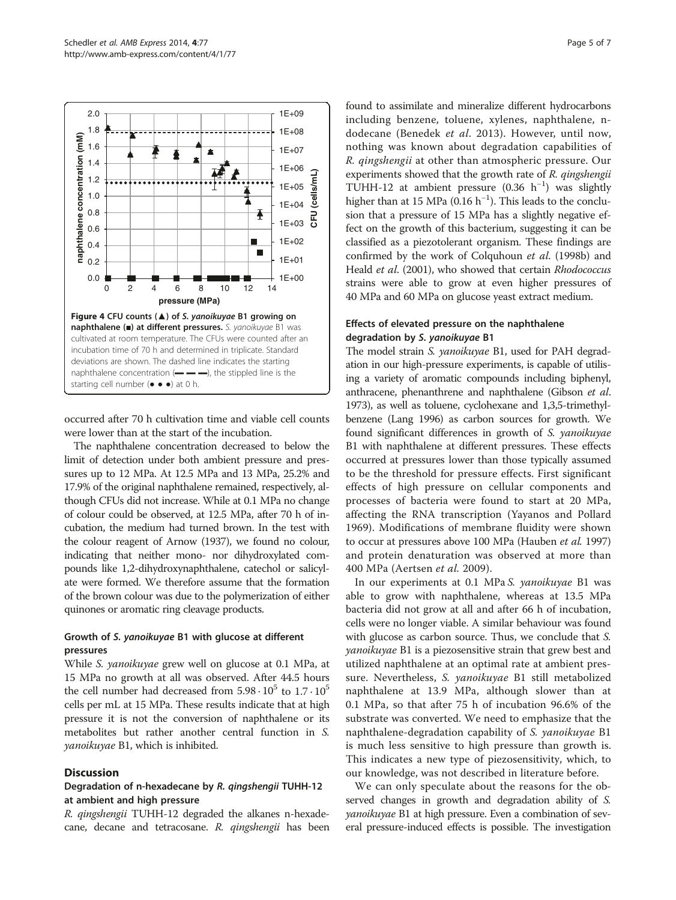**Figure 4 CFU counts (▲) of *S. yanoikuyae* B1 growing on naphthalene (■) at different pressures.** *S. yanoikuyae* B1 was cultivated at room temperature. The CFUs were counted after an incubation time of 70 h and determined in triplicate. Standard deviations are shown. The dashed line indicates the starting naphthalene concentration (▬ ▬ ▬), the stippled line is the starting cell number (● ● ●) at 0 h.

occurred after 70 h cultivation time and viable cell counts were lower than at the start of the incubation.

The naphthalene concentration decreased to below the limit of detection under both ambient pressure and pressures up to 12 MPa. At 12.5 MPa and 13 MPa, 25.2% and 17.9% of the original naphthalene remained, respectively, although CFUs did not increase. While at 0.1 MPa no change of colour could be observed, at 12.5 MPa, after 70 h of incubation, the medium had turned brown. In the test with the colour reagent of Arnow (1937), we found no colour, indicating that neither mono- nor dihydroxylated compounds like 1,2-dihydroxynaphthalene, catechol or salicylate were formed. We therefore assume that the formation of the brown colour was due to the polymerization of either quinones or aromatic ring cleavage products.

### Growth of *S. yanoikuyae* B1 with glucose at different pressures

While *S. yanoikuyae* grew well on glucose at 0.1 MPa, at 15 MPa no growth at all was observed. After 44.5 hours the cell number had decreased from $5.98 \cdot 10^5$ to $1.7 \cdot 10^5$ cells per mL at 15 MPa. These results indicate that at high pressure it is not the conversion of naphthalene or its metabolites but rather another central function in *S. yanoikuyae* B1, which is inhibited.

## Discussion

### Degradation of n-hexadecane by *R. qingshengii* TUHH-12 at ambient and high pressure

*R. qingshengii* TUHH-12 degraded the alkanes n-hexadecane, decane and tetracosane. *R. qingshengii* has been found to assimilate and mineralize different hydrocarbons including benzene, toluene, xylenes, naphthalene, n-dodecane (Benedek *et al*. 2013). However, until now, nothing was known about degradation capabilities of *R. qingshengii* at other than atmospheric pressure. Our experiments showed that the growth rate of *R. qingshengii* TUHH-12 at ambient pressure ($0.36\ h^{-1}$) was slightly higher than at 15 MPa ($0.16\ h^{-1}$). This leads to the conclusion that a pressure of 15 MPa has a slightly negative effect on the growth of this bacterium, suggesting it can be classified as a piezotolerant organism. These findings are confirmed by the work of Colquhoun *et al*. (1998b) and Heald *et al*. (2001), who showed that certain *Rhodococcus* strains were able to grow at even higher pressures of 40 MPa and 60 MPa on glucose yeast extract medium.

### Effects of elevated pressure on the naphthalene degradation by *S. yanoikuyae* B1

The model strain *S. yanoikuyae* B1, used for PAH degradation in our high-pressure experiments, is capable of utilising a variety of aromatic compounds including biphenyl, anthracene, phenanthrene and naphthalene (Gibson *et al*. 1973), as well as toluene, cyclohexane and 1,3,5-trimethylbenzene (Lang 1996) as carbon sources for growth. We found significant differences in growth of *S. yanoikuyae* B1 with naphthalene at different pressures. These effects occurred at pressures lower than those typically assumed to be the threshold for pressure effects. First significant effects of high pressure on cellular components and processes of bacteria were found to start at 20 MPa, affecting the RNA transcription (Yayanos and Pollard 1969). Modifications of membrane fluidity were shown to occur at pressures above 100 MPa (Hauben *et al*. 1997) and protein denaturation was observed at more than 400 MPa (Aertsen *et al*. 2009).

In our experiments at 0.1 MPa *S. yanoikuyae* B1 was able to grow with naphthalene, whereas at 13.5 MPa bacteria did not grow at all and after 66 h of incubation, cells were no longer viable. A similar behaviour was found with glucose as carbon source. Thus, we conclude that *S. yanoikuyae* B1 is a piezosensitive strain that grew best and utilized naphthalene at an optimal rate at ambient pressure. Nevertheless, *S. yanoikuyae* B1 still metabolized naphthalene at 13.9 MPa, although slower than at 0.1 MPa, so that after 75 h of incubation 96.6% of the substrate was converted. We need to emphasize that the naphthalene-degradation capability of *S. yanoikuyae* B1 is much less sensitive to high pressure than growth is. This indicates a new type of piezosensitivity, which, to our knowledge, was not described in literature before.

We can only speculate about the reasons for the observed changes in growth and degradation ability of *S. yanoikuyae* B1 at high pressure. Even a combination of several pressure-induced effects is possible. The investigation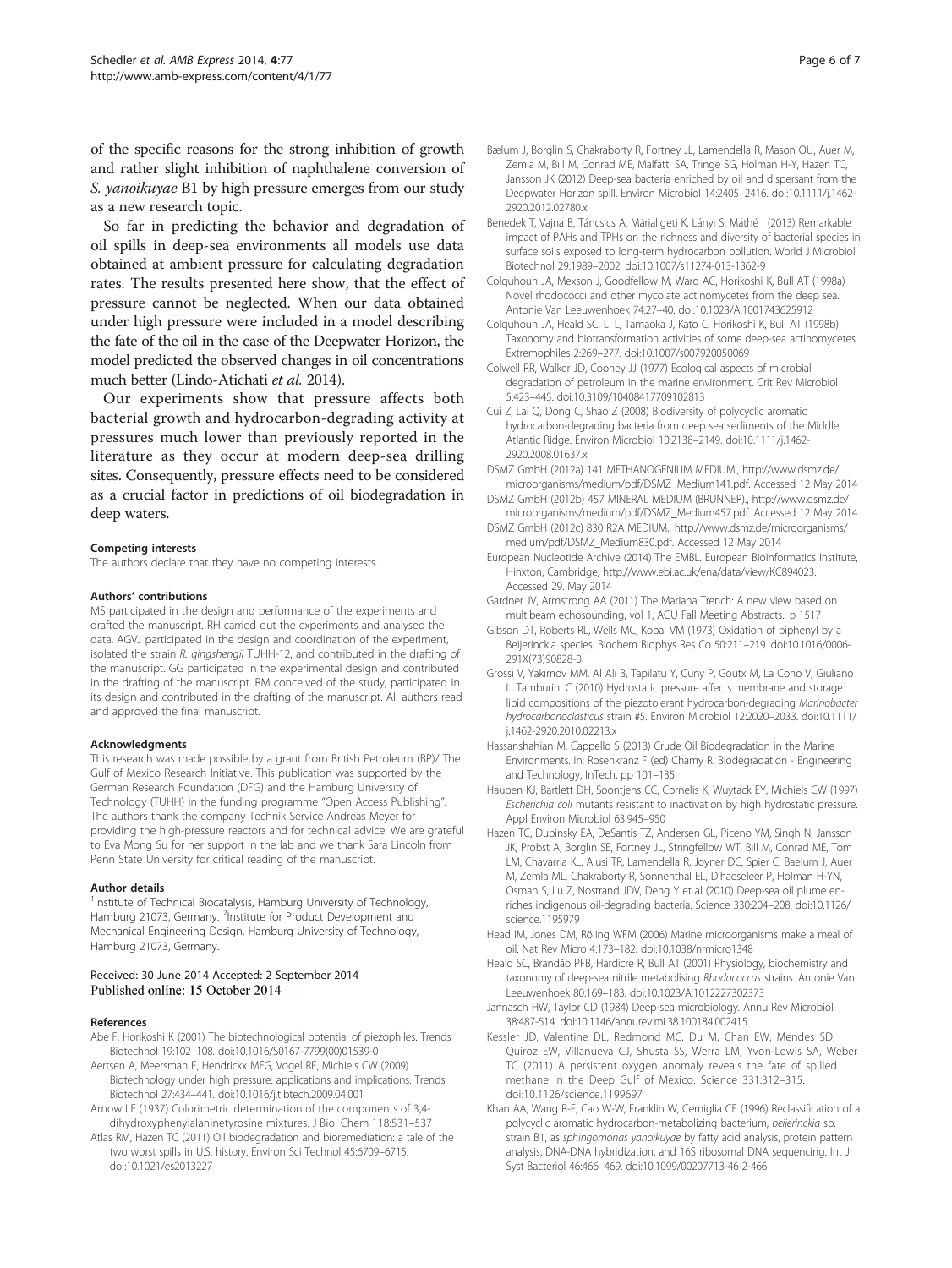of the specific reasons for the strong inhibition of growth and rather slight inhibition of naphthalene conversion of *S. yanoikuyae* B1 by high pressure emerges from our study as a new research topic.

So far in predicting the behavior and degradation of oil spills in deep-sea environments all models use data obtained at ambient pressure for calculating degradation rates. The results presented here show, that the effect of pressure cannot be neglected. When our data obtained under high pressure were included in a model describing the fate of the oil in the case of the Deepwater Horizon, the model predicted the observed changes in oil concentrations much better (Lindo-Atichati *et al.* 2014).

Our experiments show that pressure affects both bacterial growth and hydrocarbon-degrading activity at pressures much lower than previously reported in the literature as they occur at modern deep-sea drilling sites. Consequently, pressure effects need to be considered as a crucial factor in predictions of oil biodegradation in deep waters.

#### Competing interests
The authors declare that they have no competing interests.

#### Authors' contributions
MS participated in the design and performance of the experiments and drafted the manuscript. RH carried out the experiments and analysed the data. AGVJ participated in the design and coordination of the experiment, isolated the strain *R. qingshengii* TUHH-12, and contributed in the drafting of the manuscript. GG participated in the experimental design and contributed in the drafting of the manuscript. RM conceived of the study, participated in its design and contributed in the drafting of the manuscript. All authors read and approved the final manuscript.

#### Acknowledgments
This research was made possible by a grant from British Petroleum (BP)/ The Gulf of Mexico Research Initiative. This publication was supported by the German Research Foundation (DFG) and the Hamburg University of Technology (TUHH) in the funding programme "Open Access Publishing". The authors thank the company Technik Service Andreas Meyer for providing the high-pressure reactors and for technical advice. We are grateful to Eva Mong Su for her support in the lab and we thank Sara Lincoln from Penn State University for critical reading of the manuscript.

#### Author details
[1]Institute of Technical Biocatalysis, Hamburg University of Technology, Hamburg 21073, Germany. [2]Institute for Product Development and Mechanical Engineering Design, Hamburg University of Technology, Hamburg 21073, Germany.

Received: 30 June 2014 Accepted: 2 September 2014
Published online: 15 October 2014

#### References
Abe F, Horikoshi K (2001) The biotechnological potential of piezophiles. Trends Biotechnol 19:102–108. doi:10.1016/S0167-7799(00)01539-0

Aertsen A, Meersman F, Hendrickx MEG, Vogel RF, Michiels CW (2009) Biotechnology under high pressure: applications and implications. Trends Biotechnol 27:434–441. doi:10.1016/j.tibtech.2009.04.001

Arnow LE (1937) Colorimetric determination of the components of 3,4-dihydroxyphenylalaninetyrosine mixtures. J Biol Chem 118:531–537

Atlas RM, Hazen TC (2011) Oil biodegradation and bioremediation: a tale of the two worst spills in U.S. history. Environ Sci Technol 45:6709–6715. doi:10.1021/es2013227

Bælum J, Borglin S, Chakraborty R, Fortney JL, Lamendella R, Mason OU, Auer M, Zemla M, Bill M, Conrad ME, Malfatti SA, Tringe SG, Holman H-Y, Hazen TC, Jansson JK (2012) Deep-sea bacteria enriched by oil and dispersant from the Deepwater Horizon spill. Environ Microbiol 14:2405–2416. doi:10.1111/j.1462-2920.2012.02780.x

Benedek T, Vajna B, Táncsics A, Márialigeti K, Lányi S, Máthé I (2013) Remarkable impact of PAHs and TPHs on the richness and diversity of bacterial species in surface soils exposed to long-term hydrocarbon pollution. World J Microbiol Biotechnol 29:1989–2002. doi:10.1007/s11274-013-1362-9

Colquhoun JA, Mexson J, Goodfellow M, Ward AC, Horikoshi K, Bull AT (1998a) Novel rhodococci and other mycolate actinomycetes from the deep sea. Antonie Van Leeuwenhoek 74:27–40. doi:10.1023/A:1001743625912

Colquhoun JA, Heald SC, Li L, Tamaoka J, Kato C, Horikoshi K, Bull AT (1998b) Taxonomy and biotransformation activities of some deep-sea actinomycetes. Extremophiles 2:269–277. doi:10.1007/s007920050069

Colwell RR, Walker JD, Cooney JJ (1977) Ecological aspects of microbial degradation of petroleum in the marine environment. Crit Rev Microbiol 5:423–445. doi:10.3109/10408417709102813

Cui Z, Lai Q, Dong C, Shao Z (2008) Biodiversity of polycyclic aromatic hydrocarbon-degrading bacteria from deep sea sediments of the Middle Atlantic Ridge. Environ Microbiol 10:2138–2149. doi:10.1111/j.1462-2920.2008.01637.x

DSMZ GmbH (2012a) 141 METHANOGENIUM MEDIUM., http://www.dsmz.de/microorganisms/medium/pdf/DSMZ_Medium141.pdf. Accessed 12 May 2014

DSMZ GmbH (2012b) 457 MINERAL MEDIUM (BRUNNER)., http://www.dsmz.de/microorganisms/medium/pdf/DSMZ_Medium457.pdf. Accessed 12 May 2014

DSMZ GmbH (2012c) 830 R2A MEDIUM., http://www.dsmz.de/microorganisms/medium/pdf/DSMZ_Medium830.pdf. Accessed 12 May 2014

European Nucleotide Archive (2014) The EMBL. European Bioinformatics Institute, Hinxton, Cambridge, http://www.ebi.ac.uk/ena/data/view/KC894023. Accessed 29. May 2014

Gardner JV, Armstrong AA (2011) The Mariana Trench: A new view based on multibeam echosounding, vol 1, AGU Fall Meeting Abstracts., p 1517

Gibson DT, Roberts RL, Wells MC, Kobal VM (1973) Oxidation of biphenyl by a Beijerinckia species. Biochem Biophys Res Co 50:211–219. doi:10.1016/0006-291X(73)90828-0

Grossi V, Yakimov MM, Al Ali B, Tapilatu Y, Cuny P, Goutx M, La Cono V, Giuliano L, Tamburini C (2010) Hydrostatic pressure affects membrane and storage lipid compositions of the piezotolerant hydrocarbon-degrading *Marinobacter hydrocarbonoclasticus* strain #5. Environ Microbiol 12:2020–2033. doi:10.1111/j.1462-2920.2010.02213.x

Hassanshahian M, Cappello S (2013) Crude Oil Biodegradation in the Marine Environments. In: Rosenkranz F (ed) Chamy R. Biodegradation - Engineering and Technology, InTech, pp 101–135

Hauben KJ, Bartlett DH, Soontjens CC, Cornelis K, Wuytack EY, Michiels CW (1997) *Escherichia coli* mutants resistant to inactivation by high hydrostatic pressure. Appl Environ Microbiol 63:945–950

Hazen TC, Dubinsky EA, DeSantis TZ, Andersen GL, Piceno YM, Singh N, Jansson JK, Probst A, Borglin SE, Fortney JL, Stringfellow WT, Bill M, Conrad ME, Tom LM, Chavarria KL, Alusi TR, Lamendella R, Joyner DC, Spier C, Baelum J, Auer M, Zemla ML, Chakraborty R, Sonnenthal EL, D'haeseleer P, Holman H-YN, Osman S, Lu Z, Nostrand JDV, Deng Y et al (2010) Deep-sea oil plume enriches indigenous oil-degrading bacteria. Science 330:204–208. doi:10.1126/science.1195979

Head IM, Jones DM, Röling WFM (2006) Marine microorganisms make a meal of oil. Nat Rev Micro 4:173–182. doi:10.1038/nrmicro1348

Heald SC, Brandão PFB, Hardicre R, Bull AT (2001) Physiology, biochemistry and taxonomy of deep-sea nitrile metabolising *Rhodococcus* strains. Antonie Van Leeuwenhoek 80:169–183. doi:10.1023/A:1012227302373

Jannasch HW, Taylor CD (1984) Deep-sea microbiology. Annu Rev Microbiol 38:487-514. doi:10.1146/annurev.mi.38.100184.002415

Kessler JD, Valentine DL, Redmond MC, Du M, Chan EW, Mendes SD, Quiroz EW, Villanueva CJ, Shusta SS, Werra LM, Yvon-Lewis SA, Weber TC (2011) A persistent oxygen anomaly reveals the fate of spilled methane in the Deep Gulf of Mexico. Science 331:312–315. doi:10.1126/science.1199697

Khan AA, Wang R-F, Cao W-W, Franklin W, Cerniglia CE (1996) Reclassification of a polycyclic aromatic hydrocarbon-metabolizing bacterium, *beijerinckia* sp. strain B1, as *sphingomonas yanoikuyae* by fatty acid analysis, protein pattern analysis, DNA-DNA hybridization, and 16S ribosomal DNA sequencing. Int J Syst Bacteriol 46:466–469. doi:10.1099/00207713-46-2-466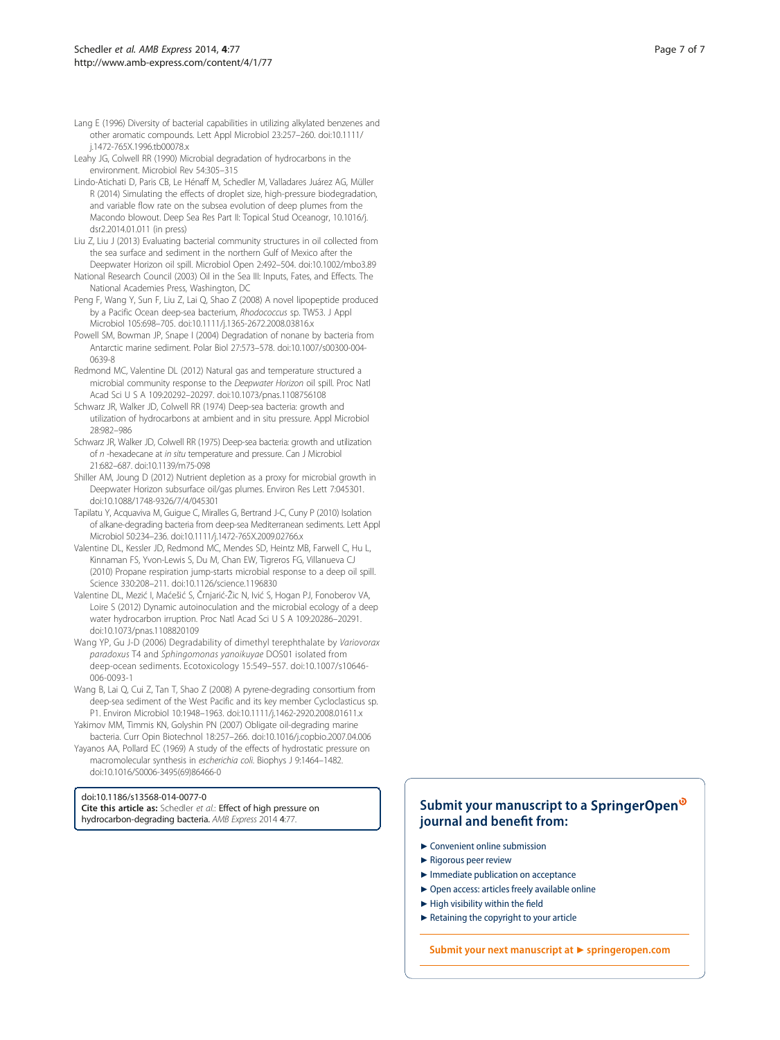Lang E (1996) Diversity of bacterial capabilities in utilizing alkylated benzenes and other aromatic compounds. Lett Appl Microbiol 23:257–260. doi:10.1111/j.1472-765X.1996.tb00078.x

Leahy JG, Colwell RR (1990) Microbial degradation of hydrocarbons in the environment. Microbiol Rev 54:305–315

Lindo-Atichati D, Paris CB, Le Hénaff M, Schedler M, Valladares Juárez AG, Müller R (2014) Simulating the effects of droplet size, high-pressure biodegradation, and variable flow rate on the subsea evolution of deep plumes from the Macondo blowout. Deep Sea Res Part II: Topical Stud Oceanogr, 10.1016/j.dsr2.2014.01.011 (in press)

Liu Z, Liu J (2013) Evaluating bacterial community structures in oil collected from the sea surface and sediment in the northern Gulf of Mexico after the Deepwater Horizon oil spill. Microbiol Open 2:492–504. doi:10.1002/mbo3.89

National Research Council (2003) Oil in the Sea III: Inputs, Fates, and Effects. The National Academies Press, Washington, DC

Peng F, Wang Y, Sun F, Liu Z, Lai Q, Shao Z (2008) A novel lipopeptide produced by a Pacific Ocean deep-sea bacterium, *Rhodococcus* sp. TW53. J Appl Microbiol 105:698–705. doi:10.1111/j.1365-2672.2008.03816.x

Powell SM, Bowman JP, Snape I (2004) Degradation of nonane by bacteria from Antarctic marine sediment. Polar Biol 27:573–578. doi:10.1007/s00300-004-0639-8

Redmond MC, Valentine DL (2012) Natural gas and temperature structured a microbial community response to the *Deepwater Horizon* oil spill. Proc Natl Acad Sci U S A 109:20292–20297. doi:10.1073/pnas.1108756108

Schwarz JR, Walker JD, Colwell RR (1974) Deep-sea bacteria: growth and utilization of hydrocarbons at ambient and in situ pressure. Appl Microbiol 28:982–986

Schwarz JR, Walker JD, Colwell RR (1975) Deep-sea bacteria: growth and utilization of *n* -hexadecane at *in situ* temperature and pressure. Can J Microbiol 21:682–687. doi:10.1139/m75-098

Shiller AM, Joung D (2012) Nutrient depletion as a proxy for microbial growth in Deepwater Horizon subsurface oil/gas plumes. Environ Res Lett 7:045301. doi:10.1088/1748-9326/7/4/045301

Tapilatu Y, Acquaviva M, Guigue C, Miralles G, Bertrand J-C, Cuny P (2010) Isolation of alkane-degrading bacteria from deep-sea Mediterranean sediments. Lett Appl Microbiol 50:234–236. doi:10.1111/j.1472-765X.2009.02766.x

Valentine DL, Kessler JD, Redmond MC, Mendes SD, Heintz MB, Farwell C, Hu L, Kinnaman FS, Yvon-Lewis S, Du M, Chan EW, Tigreros FG, Villanueva CJ (2010) Propane respiration jump-starts microbial response to a deep oil spill. Science 330:208–211. doi:10.1126/science.1196830

Valentine DL, Mezić I, Maćešić S, Črnjarić-Žic N, Ivić S, Hogan PJ, Fonoberov VA, Loire S (2012) Dynamic autoinoculation and the microbial ecology of a deep water hydrocarbon irruption. Proc Natl Acad Sci U S A 109:20286–20291. doi:10.1073/pnas.1108820109

Wang YP, Gu J-D (2006) Degradability of dimethyl terephthalate by *Variovorax paradoxus* T4 and *Sphingomonas yanoikuyae* DOS01 isolated from deep-ocean sediments. Ecotoxicology 15:549–557. doi:10.1007/s10646-006-0093-1

Wang B, Lai Q, Cui Z, Tan T, Shao Z (2008) A pyrene-degrading consortium from deep-sea sediment of the West Pacific and its key member Cycloclasticus sp. P1. Environ Microbiol 10:1948–1963. doi:10.1111/j.1462-2920.2008.01611.x

Yakimov MM, Timmis KN, Golyshin PN (2007) Obligate oil-degrading marine bacteria. Curr Opin Biotechnol 18:257–266. doi:10.1016/j.copbio.2007.04.006

Yayanos AA, Pollard EC (1969) A study of the effects of hydrostatic pressure on macromolecular synthesis in *escherichia coli*. Biophys J 9:1464–1482. doi:10.1016/S0006-3495(69)86466-0

doi:10.1186/s13568-014-0077-0
**Cite this article as:** Schedler *et al.*: Effect of high pressure on hydrocarbon-degrading bacteria. *AMB Express* 2014 **4**:77.

**Submit your manuscript to a SpringerOpen journal and benefit from:**

- ► Convenient online submission
- ► Rigorous peer review
- ► Immediate publication on acceptance
- ► Open access: articles freely available online
- ► High visibility within the field
- ► Retaining the copyright to your article

**Submit your next manuscript at ► springeropen.com**